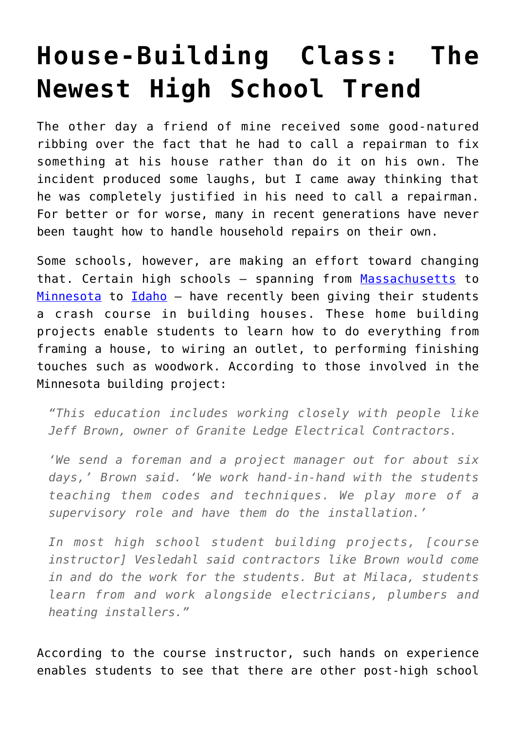# House-Building Class: The Newest High School Trend

The other day a friend of mine received some good-natured ribbing over the fact that he had to call a repairman to fix something at his house rather than do it on his own. The incident produced some laughs, but I came away thinking that he was completely justified in his need to call a repairman. For better or for worse, many in recent generations have never been taught how to handle household repairs on their own.

Some schools, however, are making an effort toward changing that. Certain high schools – spanning from Massachusetts to Minnesota to Idaho – have recently been giving their students a crash course in building houses. These home building projects enable students to learn how to do everything from framing a house, to wiring an outlet, to performing finishing touches such as woodwork. According to those involved in the Minnesota building project:

> *"This education includes working closely with people like Jeff Brown, owner of Granite Ledge Electrical Contractors.*
>
> *'We send a foreman and a project manager out for about six days,' Brown said. 'We work hand-in-hand with the students teaching them codes and techniques. We play more of a supervisory role and have them do the installation.'*
>
> *In most high school student building projects, [course instructor] Vesledahl said contractors like Brown would come in and do the work for the students. But at Milaca, students learn from and work alongside electricians, plumbers and heating installers."*

According to the course instructor, such hands on experience enables students to see that there are other post-high school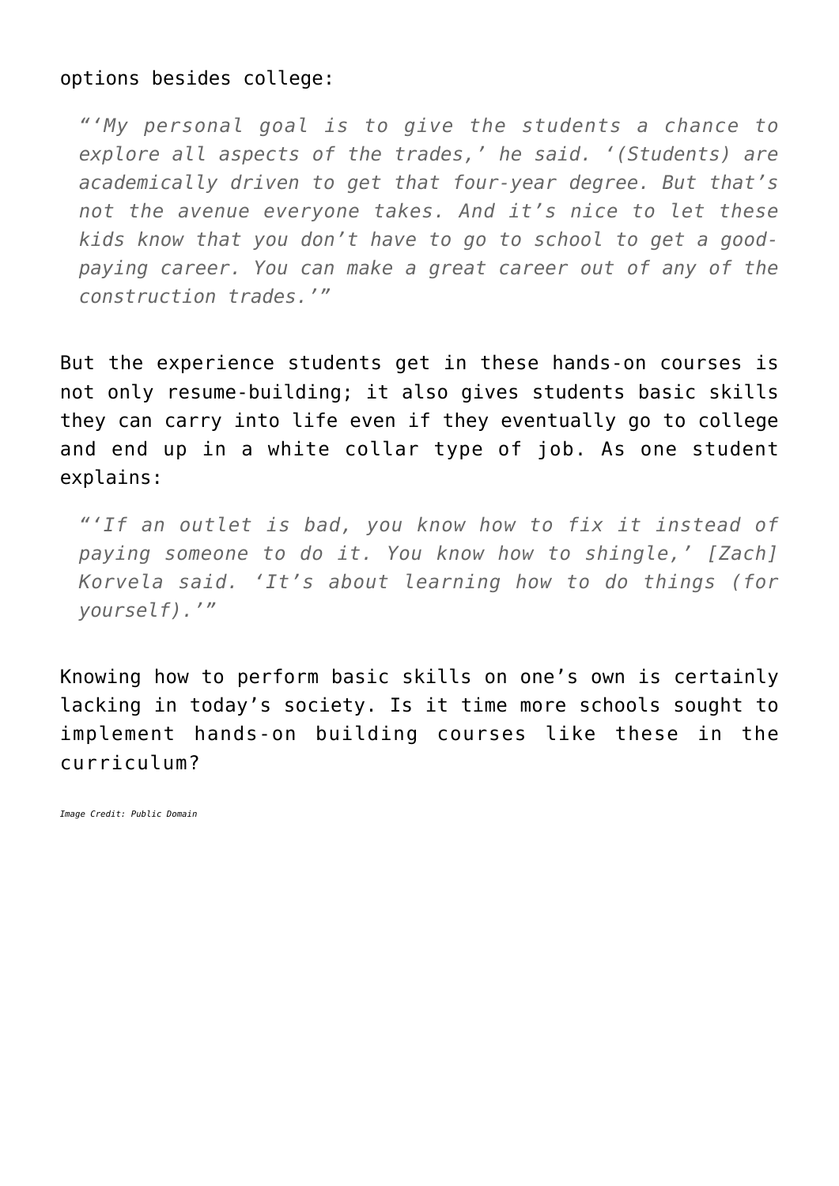options besides college:

> *"'My personal goal is to give the students a chance to explore all aspects of the trades,' he said. '(Students) are academically driven to get that four-year degree. But that's not the avenue everyone takes. And it's nice to let these kids know that you don't have to go to school to get a good-paying career. You can make a great career out of any of the construction trades.'"*

But the experience students get in these hands-on courses is not only resume-building; it also gives students basic skills they can carry into life even if they eventually go to college and end up in a white collar type of job. As one student explains:

> *"'If an outlet is bad, you know how to fix it instead of paying someone to do it. You know how to shingle,' [Zach] Korvela said. 'It's about learning how to do things (for yourself).'"*

Knowing how to perform basic skills on one's own is certainly lacking in today's society. Is it time more schools sought to implement hands-on building courses like these in the curriculum?

*Image Credit: Public Domain*